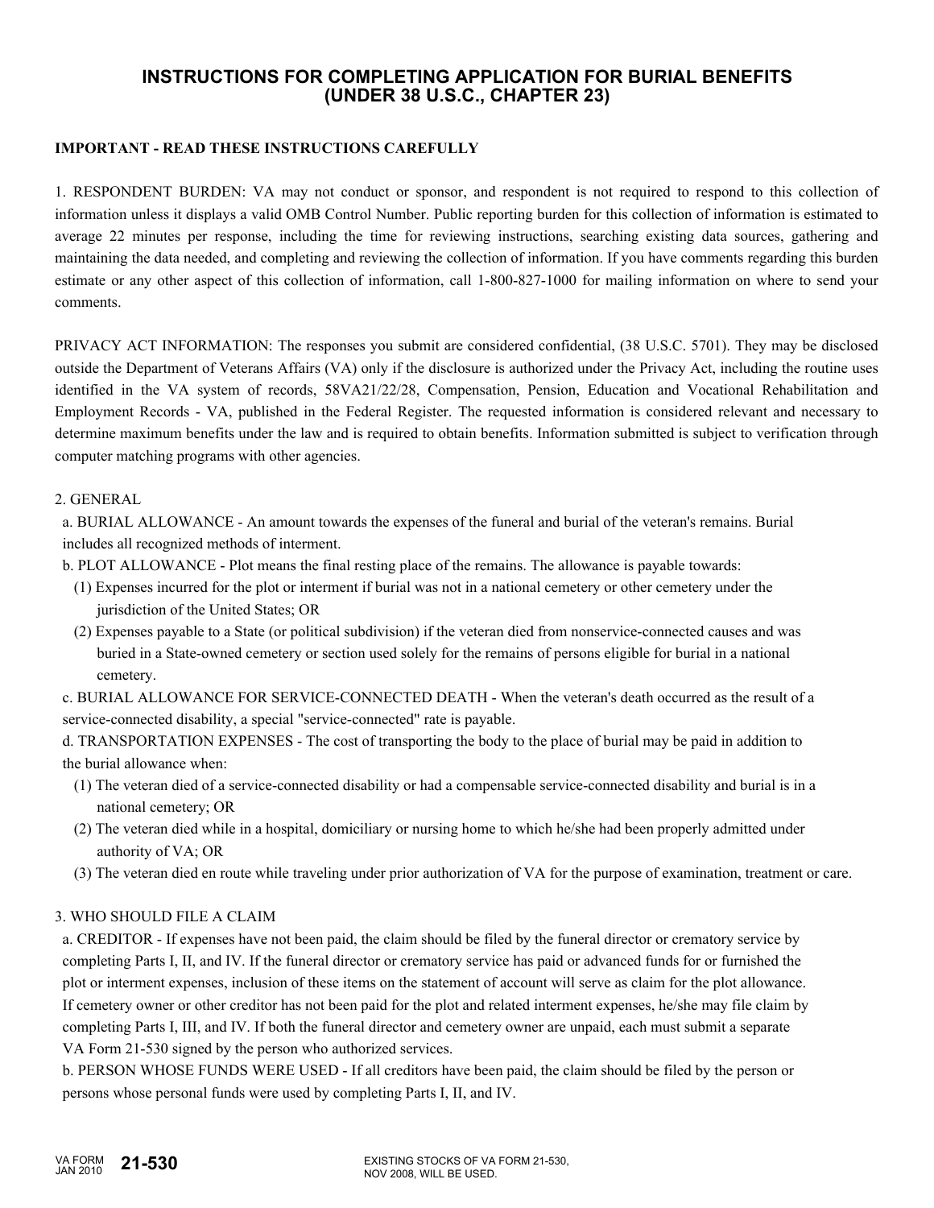# INSTRUCTIONS FOR COMPLETING APPLICATION FOR BURIAL BENEFITS (UNDER 38 U.S.C., CHAPTER 23)

**IMPORTANT - READ THESE INSTRUCTIONS CAREFULLY**

1. RESPONDENT BURDEN: VA may not conduct or sponsor, and respondent is not required to respond to this collection of information unless it displays a valid OMB Control Number. Public reporting burden for this collection of information is estimated to average 22 minutes per response, including the time for reviewing instructions, searching existing data sources, gathering and maintaining the data needed, and completing and reviewing the collection of information. If you have comments regarding this burden estimate or any other aspect of this collection of information, call 1-800-827-1000 for mailing information on where to send your comments.

PRIVACY ACT INFORMATION: The responses you submit are considered confidential, (38 U.S.C. 5701). They may be disclosed outside the Department of Veterans Affairs (VA) only if the disclosure is authorized under the Privacy Act, including the routine uses identified in the VA system of records, 58VA21/22/28, Compensation, Pension, Education and Vocational Rehabilitation and Employment Records - VA, published in the Federal Register. The requested information is considered relevant and necessary to determine maximum benefits under the law and is required to obtain benefits. Information submitted is subject to verification through computer matching programs with other agencies.

2. GENERAL

a. BURIAL ALLOWANCE - An amount towards the expenses of the funeral and burial of the veteran's remains. Burial includes all recognized methods of interment.

b. PLOT ALLOWANCE - Plot means the final resting place of the remains. The allowance is payable towards:

(1) Expenses incurred for the plot or interment if burial was not in a national cemetery or other cemetery under the jurisdiction of the United States; OR

(2) Expenses payable to a State (or political subdivision) if the veteran died from nonservice-connected causes and was buried in a State-owned cemetery or section used solely for the remains of persons eligible for burial in a national cemetery.

c. BURIAL ALLOWANCE FOR SERVICE-CONNECTED DEATH - When the veteran's death occurred as the result of a service-connected disability, a special "service-connected" rate is payable.

d. TRANSPORTATION EXPENSES - The cost of transporting the body to the place of burial may be paid in addition to the burial allowance when:

(1) The veteran died of a service-connected disability or had a compensable service-connected disability and burial is in a national cemetery; OR

(2) The veteran died while in a hospital, domiciliary or nursing home to which he/she had been properly admitted under authority of VA; OR

(3) The veteran died en route while traveling under prior authorization of VA for the purpose of examination, treatment or care.

3. WHO SHOULD FILE A CLAIM

a. CREDITOR - If expenses have not been paid, the claim should be filed by the funeral director or crematory service by completing Parts I, II, and IV. If the funeral director or crematory service has paid or advanced funds for or furnished the plot or interment expenses, inclusion of these items on the statement of account will serve as claim for the plot allowance. If cemetery owner or other creditor has not been paid for the plot and related interment expenses, he/she may file claim by completing Parts I, III, and IV. If both the funeral director and cemetery owner are unpaid, each must submit a separate VA Form 21-530 signed by the person who authorized services.

b. PERSON WHOSE FUNDS WERE USED - If all creditors have been paid, the claim should be filed by the person or persons whose personal funds were used by completing Parts I, II, and IV.

VA FORM JAN 2010 **21-530** EXISTING STOCKS OF VA FORM 21-530, NOV 2008, WILL BE USED.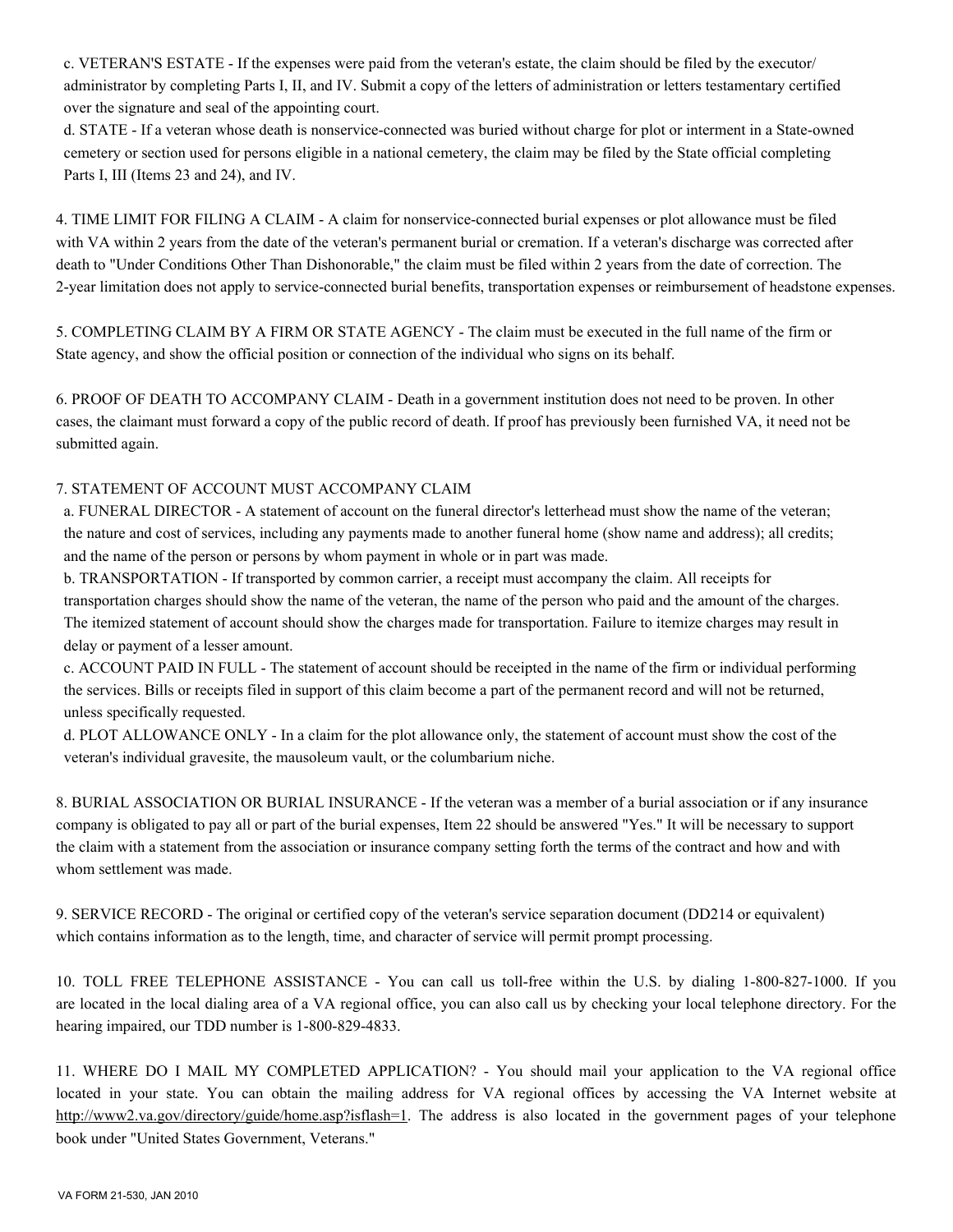c. VETERAN'S ESTATE - If the expenses were paid from the veteran's estate, the claim should be filed by the executor/administrator by completing Parts I, II, and IV. Submit a copy of the letters of administration or letters testamentary certified over the signature and seal of the appointing court.

d. STATE - If a veteran whose death is nonservice-connected was buried without charge for plot or interment in a State-owned cemetery or section used for persons eligible in a national cemetery, the claim may be filed by the State official completing Parts I, III (Items 23 and 24), and IV.

4. TIME LIMIT FOR FILING A CLAIM - A claim for nonservice-connected burial expenses or plot allowance must be filed with VA within 2 years from the date of the veteran's permanent burial or cremation. If a veteran's discharge was corrected after death to "Under Conditions Other Than Dishonorable," the claim must be filed within 2 years from the date of correction. The 2-year limitation does not apply to service-connected burial benefits, transportation expenses or reimbursement of headstone expenses.

5. COMPLETING CLAIM BY A FIRM OR STATE AGENCY - The claim must be executed in the full name of the firm or State agency, and show the official position or connection of the individual who signs on its behalf.

6. PROOF OF DEATH TO ACCOMPANY CLAIM - Death in a government institution does not need to be proven. In other cases, the claimant must forward a copy of the public record of death. If proof has previously been furnished VA, it need not be submitted again.

7. STATEMENT OF ACCOUNT MUST ACCOMPANY CLAIM

a. FUNERAL DIRECTOR - A statement of account on the funeral director's letterhead must show the name of the veteran; the nature and cost of services, including any payments made to another funeral home (show name and address); all credits; and the name of the person or persons by whom payment in whole or in part was made.

b. TRANSPORTATION - If transported by common carrier, a receipt must accompany the claim. All receipts for transportation charges should show the name of the veteran, the name of the person who paid and the amount of the charges. The itemized statement of account should show the charges made for transportation. Failure to itemize charges may result in delay or payment of a lesser amount.

c. ACCOUNT PAID IN FULL - The statement of account should be receipted in the name of the firm or individual performing the services. Bills or receipts filed in support of this claim become a part of the permanent record and will not be returned, unless specifically requested.

d. PLOT ALLOWANCE ONLY - In a claim for the plot allowance only, the statement of account must show the cost of the veteran's individual gravesite, the mausoleum vault, or the columbarium niche.

8. BURIAL ASSOCIATION OR BURIAL INSURANCE - If the veteran was a member of a burial association or if any insurance company is obligated to pay all or part of the burial expenses, Item 22 should be answered "Yes." It will be necessary to support the claim with a statement from the association or insurance company setting forth the terms of the contract and how and with whom settlement was made.

9. SERVICE RECORD - The original or certified copy of the veteran's service separation document (DD214 or equivalent) which contains information as to the length, time, and character of service will permit prompt processing.

10. TOLL FREE TELEPHONE ASSISTANCE - You can call us toll-free within the U.S. by dialing 1-800-827-1000. If you are located in the local dialing area of a VA regional office, you can also call us by checking your local telephone directory. For the hearing impaired, our TDD number is 1-800-829-4833.

11. WHERE DO I MAIL MY COMPLETED APPLICATION? - You should mail your application to the VA regional office located in your state. You can obtain the mailing address for VA regional offices by accessing the VA Internet website at http://www2.va.gov/directory/guide/home.asp?isflash=1. The address is also located in the government pages of your telephone book under "United States Government, Veterans."

VA FORM 21-530, JAN 2010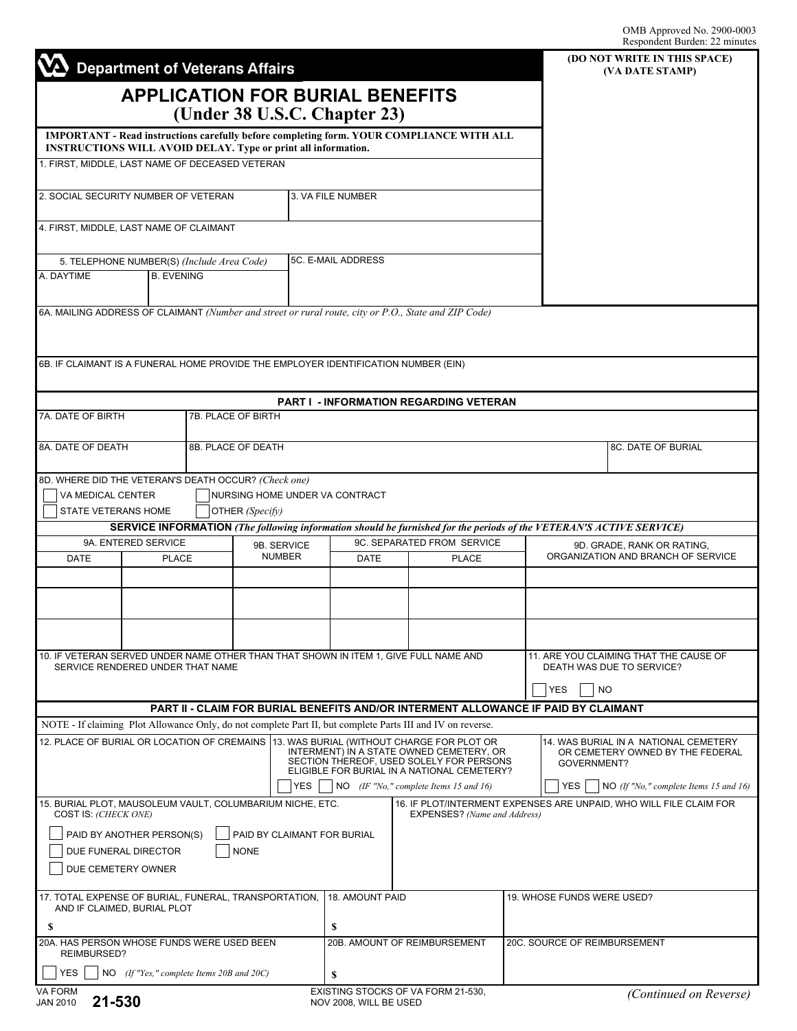OMB Approved No. 2900-0003
Respondent Burden: 22 minutes

**Department of Veterans Affairs**

(DO NOT WRITE IN THIS SPACE)
(VA DATE STAMP)

# APPLICATION FOR BURIAL BENEFITS
## (Under 38 U.S.C. Chapter 23)

**IMPORTANT - Read instructions carefully before completing form. YOUR COMPLIANCE WITH ALL INSTRUCTIONS WILL AVOID DELAY. Type or print all information.**

1. FIRST, MIDDLE, LAST NAME OF DECEASED VETERAN

2. SOCIAL SECURITY NUMBER OF VETERAN

3. VA FILE NUMBER

4. FIRST, MIDDLE, LAST NAME OF CLAIMANT

5. TELEPHONE NUMBER(S) *(Include Area Code)*
A. DAYTIME
B. EVENING

5C. E-MAIL ADDRESS

6A. MAILING ADDRESS OF CLAIMANT *(Number and street or rural route, city or P.O., State and ZIP Code)*

6B. IF CLAIMANT IS A FUNERAL HOME PROVIDE THE EMPLOYER IDENTIFICATION NUMBER (EIN)

### PART I - INFORMATION REGARDING VETERAN

7A. DATE OF BIRTH

7B. PLACE OF BIRTH

8A. DATE OF DEATH

8B. PLACE OF DEATH

8C. DATE OF BURIAL

8D. WHERE DID THE VETERAN'S DEATH OCCUR? *(Check one)*

- ☐ VA MEDICAL CENTER
- ☐ NURSING HOME UNDER VA CONTRACT
- ☐ STATE VETERANS HOME
- ☐ OTHER *(Specify)*

**SERVICE INFORMATION** *(The following information should be furnished for the periods of the VETERAN'S ACTIVE SERVICE)*

| 9A. ENTERED SERVICE | | 9B. SERVICE NUMBER | 9C. SEPARATED FROM SERVICE | | 9D. GRADE, RANK OR RATING, ORGANIZATION AND BRANCH OF SERVICE |
|---|---|---|---|---|---|
| DATE | PLACE | | DATE | PLACE | |
| | | | | | |
| | | | | | |
| | | | | | |

10. IF VETERAN SERVED UNDER NAME OTHER THAN THAT SHOWN IN ITEM 1, GIVE FULL NAME AND SERVICE RENDERED UNDER THAT NAME

11. ARE YOU CLAIMING THAT THE CAUSE OF DEATH WAS DUE TO SERVICE?
☐ YES ☐ NO

### PART II - CLAIM FOR BURIAL BENEFITS AND/OR INTERMENT ALLOWANCE IF PAID BY CLAIMANT

NOTE - If claiming Plot Allowance Only, do not complete Part II, but complete Parts III and IV on reverse.

12. PLACE OF BURIAL OR LOCATION OF CREMAINS

13. WAS BURIAL (WITHOUT CHARGE FOR PLOT OR INTERMENT) IN A STATE OWNED CEMETERY, OR SECTION THEREOF, USED SOLELY FOR PERSONS ELIGIBLE FOR BURIAL IN A NATIONAL CEMETERY?
☐ YES ☐ NO *(If "No," complete Items 15 and 16)*

14. WAS BURIAL IN A NATIONAL CEMETERY OR CEMETERY OWNED BY THE FEDERAL GOVERNMENT?
☐ YES ☐ NO *(If "No," complete Items 15 and 16)*

15. BURIAL PLOT, MAUSOLEUM VAULT, COLUMBARIUM NICHE, ETC. COST IS: *(CHECK ONE)*

- ☐ PAID BY ANOTHER PERSON(S)
- ☐ PAID BY CLAIMANT FOR BURIAL
- ☐ DUE FUNERAL DIRECTOR
- ☐ NONE
- ☐ DUE CEMETERY OWNER

16. IF PLOT/INTERMENT EXPENSES ARE UNPAID, WHO WILL FILE CLAIM FOR EXPENSES? *(Name and Address)*

17. TOTAL EXPENSE OF BURIAL, FUNERAL, TRANSPORTATION, AND IF CLAIMED, BURIAL PLOT
$

18. AMOUNT PAID
$

19. WHOSE FUNDS WERE USED?

20A. HAS PERSON WHOSE FUNDS WERE USED BEEN REIMBURSED?
☐ YES ☐ NO *(If "Yes," complete Items 20B and 20C)*

20B. AMOUNT OF REIMBURSEMENT
$

20C. SOURCE OF REIMBURSEMENT

VA FORM JAN 2010 **21-530**

EXISTING STOCKS OF VA FORM 21-530, NOV 2008, WILL BE USED

*(Continued on Reverse)*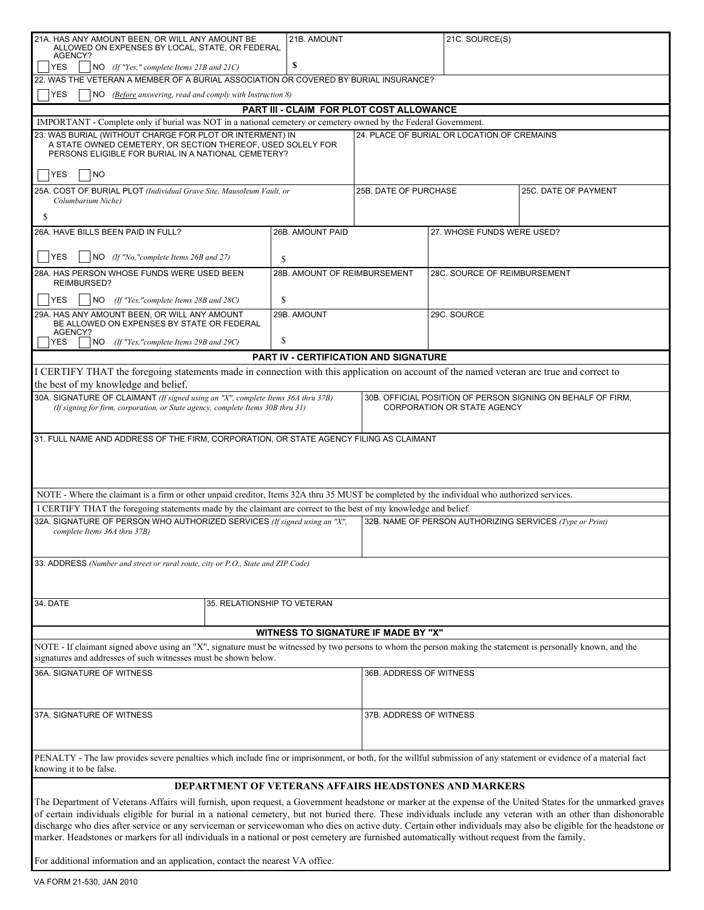21A. HAS ANY AMOUNT BEEN, OR WILL ANY AMOUNT BE ALLOWED ON EXPENSES BY LOCAL, STATE, OR FEDERAL AGENCY?

☐ YES ☐ NO *(If "Yes," complete Items 21B and 21C)*

21B. AMOUNT

$

21C. SOURCE(S)

22. WAS THE VETERAN A MEMBER OF A BURIAL ASSOCIATION OR COVERED BY BURIAL INSURANCE?

☐ YES ☐ NO *(Before answering, read and comply with Instruction 8)*

## PART III - CLAIM FOR PLOT COST ALLOWANCE

IMPORTANT - Complete only if burial was NOT in a national cemetery or cemetery owned by the Federal Government.

23. WAS BURIAL (WITHOUT CHARGE FOR PLOT OR INTERMENT) IN A STATE OWNED CEMETERY, OR SECTION THEREOF, USED SOLELY FOR PERSONS ELIGIBLE FOR BURIAL IN A NATIONAL CEMETERY?

☐ YES ☐ NO

24. PLACE OF BURIAL OR LOCATION OF CREMAINS

25A. COST OF BURIAL PLOT *(Individual Grave Site, Mausoleum Vault, or Columbarium Niche)*

$

25B. DATE OF PURCHASE

25C. DATE OF PAYMENT

26A. HAVE BILLS BEEN PAID IN FULL?

☐ YES ☐ NO *(If "No," complete Items 26B and 27)*

26B. AMOUNT PAID

$

27. WHOSE FUNDS WERE USED?

28A. HAS PERSON WHOSE FUNDS WERE USED BEEN REIMBURSED?

☐ YES ☐ NO *(If "Yes," complete Items 28B and 28C)*

28B. AMOUNT OF REIMBURSEMENT

$

28C. SOURCE OF REIMBURSEMENT

29A. HAS ANY AMOUNT BEEN, OR WILL ANY AMOUNT BE ALLOWED ON EXPENSES BY STATE OR FEDERAL AGENCY?

☐ YES ☐ NO *(If "Yes," complete Items 29B and 29C)*

29B. AMOUNT

$

29C. SOURCE

## PART IV - CERTIFICATION AND SIGNATURE

I CERTIFY THAT the foregoing statements made in connection with this application on account of the named veteran are true and correct to the best of my knowledge and belief.

30A. SIGNATURE OF CLAIMANT *(If signed using an "X", complete Items 36A thru 37B) (If signing for firm, corporation, or State agency, complete Items 30B thru 31)*

30B. OFFICIAL POSITION OF PERSON SIGNING ON BEHALF OF FIRM, CORPORATION OR STATE AGENCY

31. FULL NAME AND ADDRESS OF THE FIRM, CORPORATION, OR STATE AGENCY FILING AS CLAIMANT

NOTE - Where the claimant is a firm or other unpaid creditor, Items 32A thru 35 MUST be completed by the individual who authorized services.

I CERTIFY THAT the foregoing statements made by the claimant are correct to the best of my knowledge and belief.

32A. SIGNATURE OF PERSON WHO AUTHORIZED SERVICES *(If signed using an "X", complete Items 36A thru 37B)*

32B. NAME OF PERSON AUTHORIZING SERVICES *(Type or Print)*

33. ADDRESS *(Number and street or rural route, city or P.O., State and ZIP Code)*

34. DATE

35. RELATIONSHIP TO VETERAN

## WITNESS TO SIGNATURE IF MADE BY "X"

NOTE - If claimant signed above using an "X", signature must be witnessed by two persons to whom the person making the statement is personally known, and the signatures and addresses of such witnesses must be shown below.

36A. SIGNATURE OF WITNESS

36B. ADDRESS OF WITNESS

37A. SIGNATURE OF WITNESS

37B. ADDRESS OF WITNESS

PENALTY - The law provides severe penalties which include fine or imprisonment, or both, for the willful submission of any statement or evidence of a material fact knowing it to be false.

## DEPARTMENT OF VETERANS AFFAIRS HEADSTONES AND MARKERS

The Department of Veterans Affairs will furnish, upon request, a Government headstone or marker at the expense of the United States for the unmarked graves of certain individuals eligible for burial in a national cemetery, but not buried there. These individuals include any veteran with an other than dishonorable discharge who dies after service or any serviceman or servicewoman who dies on active duty. Certain other individuals may also be eligible for the headstone or marker. Headstones or markers for all individuals in a national or post cemetery are furnished automatically without request from the family.

For additional information and an application, contact the nearest VA office.

VA FORM 21-530, JAN 2010